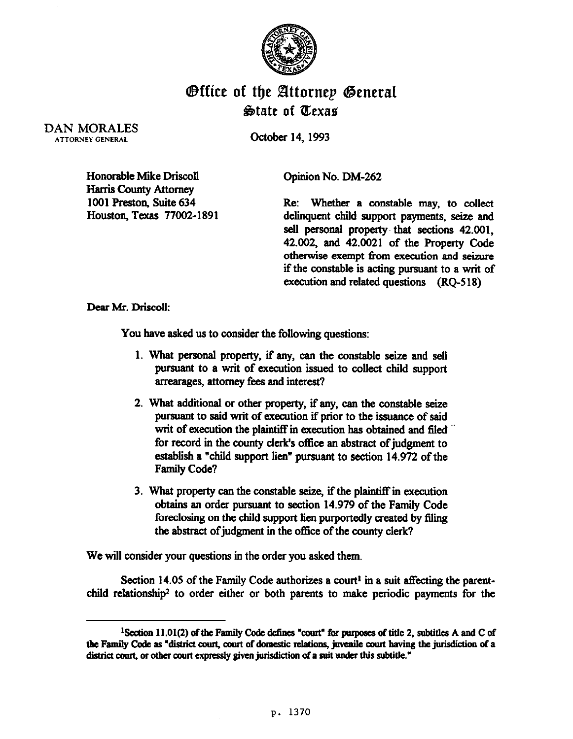# Office of the Attorney General
## State of Texas

DAN MORALES
ATTORNEY GENERAL

October 14, 1993

Honorable Mike Driscoll
Harris County Attorney
1001 Preston, Suite 634
Houston, Texas 77002-1891

Opinion No. DM-262

Re: Whether a constable may, to collect delinquent child support payments, seize and sell personal property that sections 42.001, 42.002, and 42.0021 of the Property Code otherwise exempt from execution and seizure if the constable is acting pursuant to a writ of execution and related questions (RQ-518)

Dear Mr. Driscoll:

You have asked us to consider the following questions:

1. What personal property, if any, can the constable seize and sell pursuant to a writ of execution issued to collect child support arrearages, attorney fees and interest?
2. What additional or other property, if any, can the constable seize pursuant to said writ of execution if prior to the issuance of said writ of execution the plaintiff in execution has obtained and filed for record in the county clerk's office an abstract of judgment to establish a "child support lien" pursuant to section 14.972 of the Family Code?
3. What property can the constable seize, if the plaintiff in execution obtains an order pursuant to section 14.979 of the Family Code foreclosing on the child support lien purportedly created by filing the abstract of judgment in the office of the county clerk?

We will consider your questions in the order you asked them.

Section 14.05 of the Family Code authorizes a court[1] in a suit affecting the parent-child relationship[2] to order either or both parents to make periodic payments for the

---

[1]Section 11.01(2) of the Family Code defines "court" for purposes of title 2, subtitles A and C of the Family Code as "district court, court of domestic relations, juvenile court having the jurisdiction of a district court, or other court expressly given jurisdiction of a suit under this subtitle."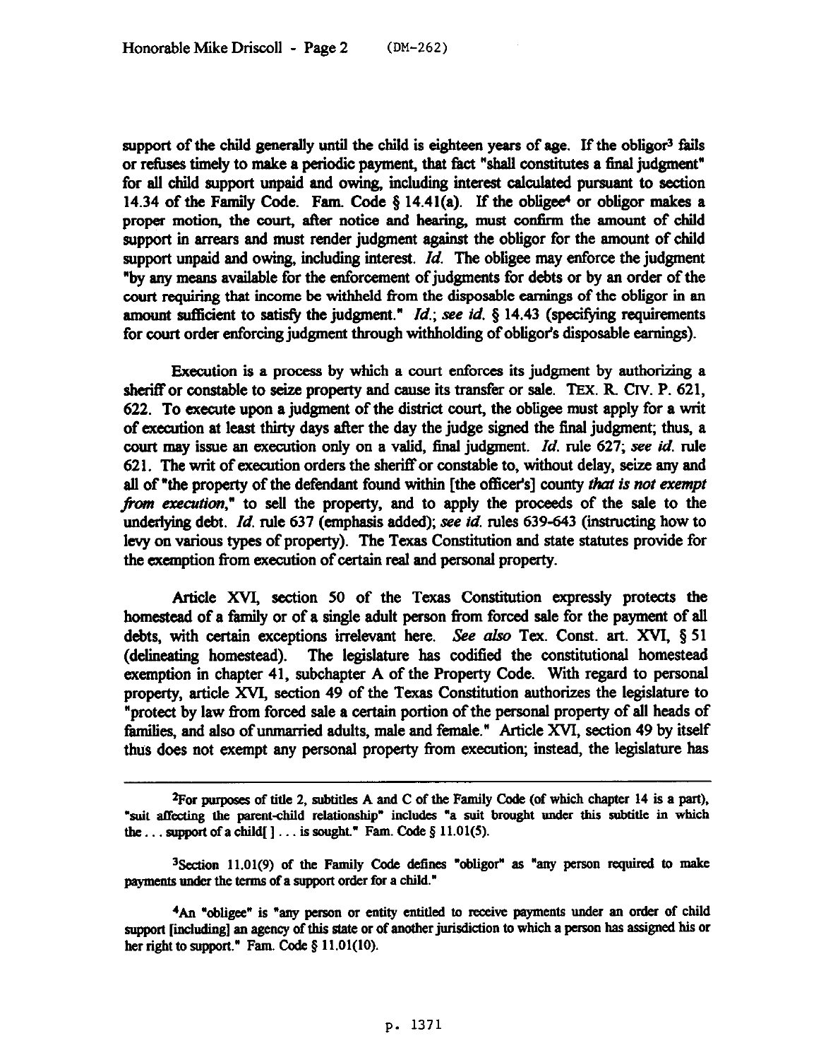support of the child generally until the child is eighteen years of age. If the obligor[3] fails or refuses timely to make a periodic payment, that fact "shall constitutes a final judgment" for all child support unpaid and owing, including interest calculated pursuant to section 14.34 of the Family Code. Fam. Code § 14.41(a). If the obligee[4] or obligor makes a proper motion, the court, after notice and hearing, must confirm the amount of child support in arrears and must render judgment against the obligor for the amount of child support unpaid and owing, including interest. *Id.* The obligee may enforce the judgment "by any means available for the enforcement of judgments for debts or by an order of the court requiring that income be withheld from the disposable earnings of the obligor in an amount sufficient to satisfy the judgment." *Id.*; *see id.* § 14.43 (specifying requirements for court order enforcing judgment through withholding of obligor's disposable earnings).

Execution is a process by which a court enforces its judgment by authorizing a sheriff or constable to seize property and cause its transfer or sale. TEX. R. CIV. P. 621, 622. To execute upon a judgment of the district court, the obligee must apply for a writ of execution at least thirty days after the day the judge signed the final judgment; thus, a court may issue an execution only on a valid, final judgment. *Id.* rule 627; *see id.* rule 621. The writ of execution orders the sheriff or constable to, without delay, seize any and all of "the property of the defendant found within [the officer's] county *that is not exempt from execution*," to sell the property, and to apply the proceeds of the sale to the underlying debt. *Id.* rule 637 (emphasis added); *see id.* rules 639-643 (instructing how to levy on various types of property). The Texas Constitution and state statutes provide for the exemption from execution of certain real and personal property.

Article XVI, section 50 of the Texas Constitution expressly protects the homestead of a family or of a single adult person from forced sale for the payment of all debts, with certain exceptions irrelevant here. *See also* Tex. Const. art. XVI, § 51 (delineating homestead). The legislature has codified the constitutional homestead exemption in chapter 41, subchapter A of the Property Code. With regard to personal property, article XVI, section 49 of the Texas Constitution authorizes the legislature to "protect by law from forced sale a certain portion of the personal property of all heads of families, and also of unmarried adults, male and female." Article XVI, section 49 by itself thus does not exempt any personal property from execution; instead, the legislature has

---

[2]For purposes of title 2, subtitles A and C of the Family Code (of which chapter 14 is a part), "suit affecting the parent-child relationship" includes "a suit brought under this subtitle in which the . . . support of a child[ ] . . . is sought." Fam. Code § 11.01(5).

[3]Section 11.01(9) of the Family Code defines "obligor" as "any person required to make payments under the terms of a support order for a child."

[4]An "obligee" is "any person or entity entitled to receive payments under an order of child support [including] an agency of this state or of another jurisdiction to which a person has assigned his or her right to support." Fam. Code § 11.01(10).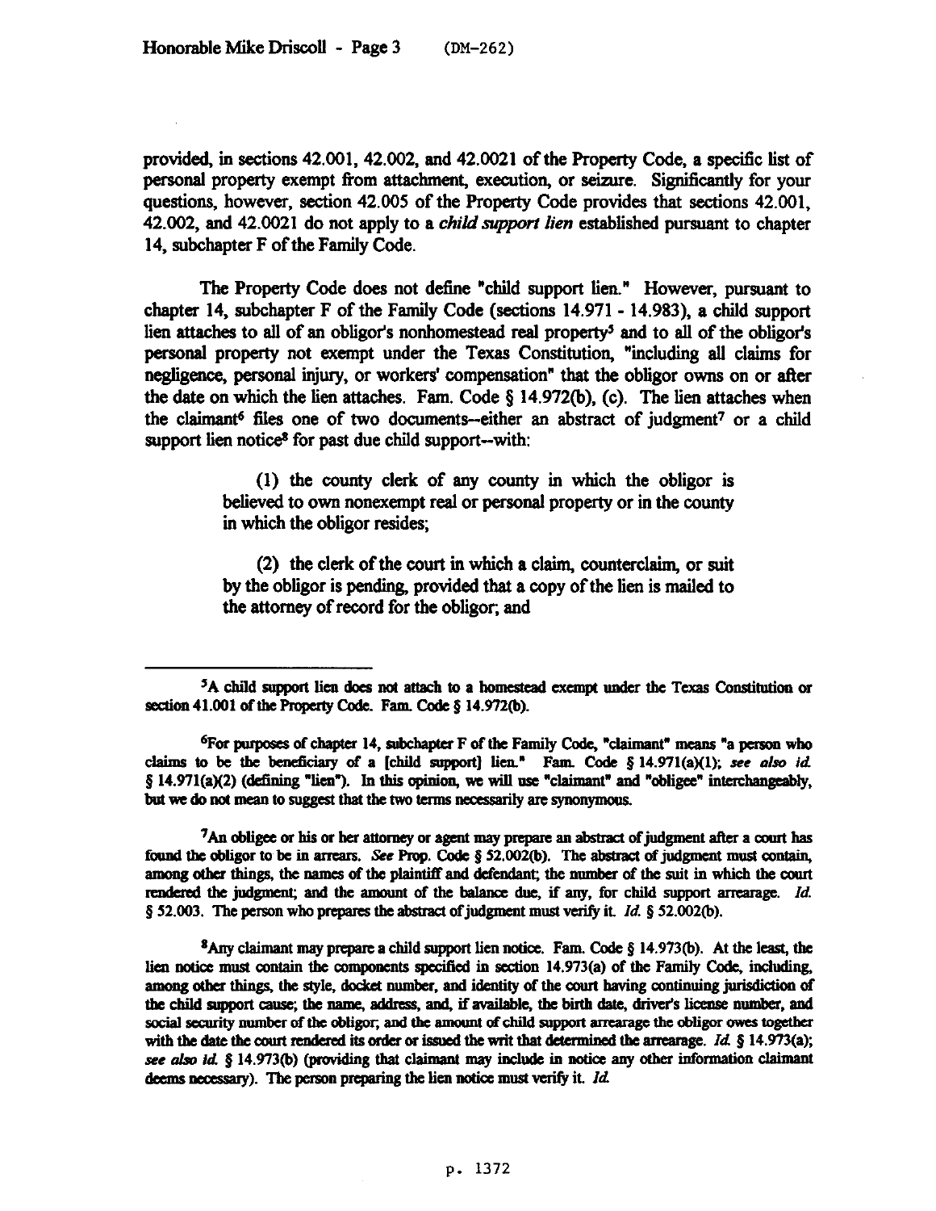provided, in sections 42.001, 42.002, and 42.0021 of the Property Code, a specific list of personal property exempt from attachment, execution, or seizure. Significantly for your questions, however, section 42.005 of the Property Code provides that sections 42.001, 42.002, and 42.0021 do not apply to a *child support lien* established pursuant to chapter 14, subchapter F of the Family Code.

The Property Code does not define "child support lien." However, pursuant to chapter 14, subchapter F of the Family Code (sections 14.971 - 14.983), a child support lien attaches to all of an obligor's nonhomestead real property[5] and to all of the obligor's personal property not exempt under the Texas Constitution, "including all claims for negligence, personal injury, or workers' compensation" that the obligor owns on or after the date on which the lien attaches. Fam. Code § 14.972(b), (c). The lien attaches when the claimant[6] files one of two documents--either an abstract of judgment[7] or a child support lien notice[8] for past due child support--with:

> (1) the county clerk of any county in which the obligor is believed to own nonexempt real or personal property or in the county in which the obligor resides;
>
> (2) the clerk of the court in which a claim, counterclaim, or suit by the obligor is pending, provided that a copy of the lien is mailed to the attorney of record for the obligor; and

---

[5]A child support lien does not attach to a homestead exempt under the Texas Constitution or section 41.001 of the Property Code. Fam. Code § 14.972(b).

[6]For purposes of chapter 14, subchapter F of the Family Code, "claimant" means "a person who claims to be the beneficiary of a [child support] lien." Fam. Code § 14.971(a)(1); *see also id.* § 14.971(a)(2) (defining "lien"). In this opinion, we will use "claimant" and "obligee" interchangeably, but we do not mean to suggest that the two terms necessarily are synonymous.

[7]An obligee or his or her attorney or agent may prepare an abstract of judgment after a court has found the obligor to be in arrears. *See* Prop. Code § 52.002(b). The abstract of judgment must contain, among other things, the names of the plaintiff and defendant; the number of the suit in which the court rendered the judgment; and the amount of the balance due, if any, for child support arrearage. *Id.* § 52.003. The person who prepares the abstract of judgment must verify it. *Id.* § 52.002(b).

[8]Any claimant may prepare a child support lien notice. Fam. Code § 14.973(b). At the least, the lien notice must contain the components specified in section 14.973(a) of the Family Code, including, among other things, the style, docket number, and identity of the court having continuing jurisdiction of the child support cause; the name, address, and, if available, the birth date, driver's license number, and social security number of the obligor; and the amount of child support arrearage the obligor owes together with the date the court rendered its order or issued the writ that determined the arrearage. *Id.* § 14.973(a); *see also id.* § 14.973(b) (providing that claimant may include in notice any other information claimant deems necessary). The person preparing the lien notice must verify it. *Id.*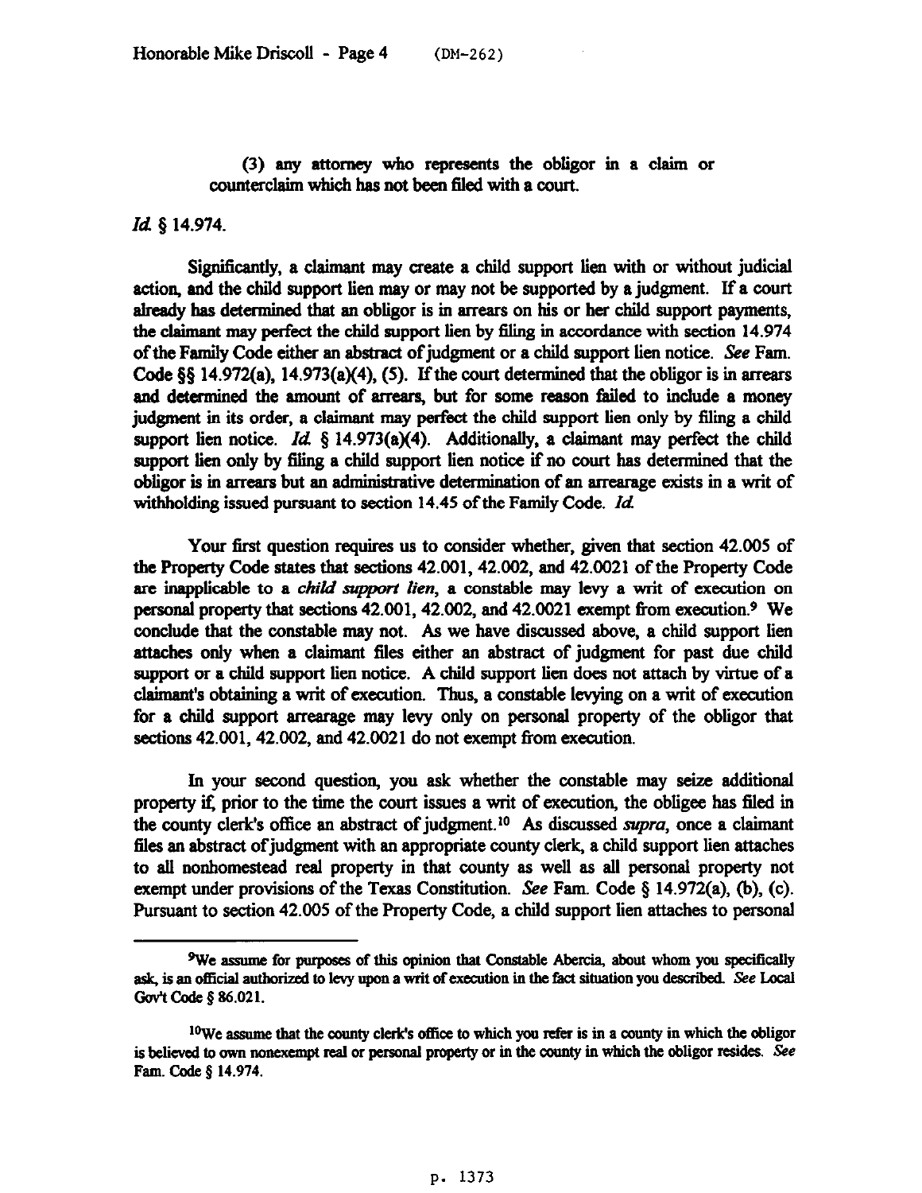(3) any attorney who represents the obligor in a claim or counterclaim which has not been filed with a court.

*Id.* § 14.974.

Significantly, a claimant may create a child support lien with or without judicial action, and the child support lien may or may not be supported by a judgment. If a court already has determined that an obligor is in arrears on his or her child support payments, the claimant may perfect the child support lien by filing in accordance with section 14.974 of the Family Code either an abstract of judgment or a child support lien notice. *See* Fam. Code §§ 14.972(a), 14.973(a)(4), (5). If the court determined that the obligor is in arrears and determined the amount of arrears, but for some reason failed to include a money judgment in its order, a claimant may perfect the child support lien only by filing a child support lien notice. *Id.* § 14.973(a)(4). Additionally, a claimant may perfect the child support lien only by filing a child support lien notice if no court has determined that the obligor is in arrears but an administrative determination of an arrearage exists in a writ of withholding issued pursuant to section 14.45 of the Family Code. *Id.*

Your first question requires us to consider whether, given that section 42.005 of the Property Code states that sections 42.001, 42.002, and 42.0021 of the Property Code are inapplicable to a *child support lien*, a constable may levy a writ of execution on personal property that sections 42.001, 42.002, and 42.0021 exempt from execution.[9] We conclude that the constable may not. As we have discussed above, a child support lien attaches only when a claimant files either an abstract of judgment for past due child support or a child support lien notice. A child support lien does not attach by virtue of a claimant's obtaining a writ of execution. Thus, a constable levying on a writ of execution for a child support arrearage may levy only on personal property of the obligor that sections 42.001, 42.002, and 42.0021 do not exempt from execution.

In your second question, you ask whether the constable may seize additional property if, prior to the time the court issues a writ of execution, the obligee has filed in the county clerk's office an abstract of judgment.[10] As discussed *supra*, once a claimant files an abstract of judgment with an appropriate county clerk, a child support lien attaches to all nonhomestead real property in that county as well as all personal property not exempt under provisions of the Texas Constitution. *See* Fam. Code § 14.972(a), (b), (c). Pursuant to section 42.005 of the Property Code, a child support lien attaches to personal

---

[9] We assume for purposes of this opinion that Constable Abercia, about whom you specifically ask, is an official authorized to levy upon a writ of execution in the fact situation you described. *See* Local Gov't Code § 86.021.

[10] We assume that the county clerk's office to which you refer is in a county in which the obligor is believed to own nonexempt real or personal property or in the county in which the obligor resides. *See* Fam. Code § 14.974.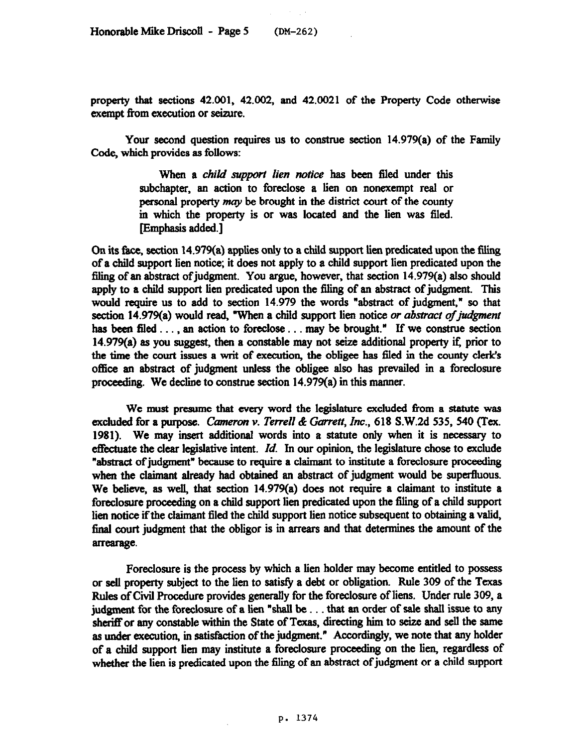property that sections 42.001, 42.002, and 42.0021 of the Property Code otherwise exempt from execution or seizure.

Your second question requires us to construe section 14.979(a) of the Family Code, which provides as follows:

> When a *child support lien notice* has been filed under this subchapter, an action to foreclose a lien on nonexempt real or personal property *may* be brought in the district court of the county in which the property is or was located and the lien was filed. [Emphasis added.]

On its face, section 14.979(a) applies only to a child support lien predicated upon the filing of a child support lien notice; it does not apply to a child support lien predicated upon the filing of an abstract of judgment. You argue, however, that section 14.979(a) also should apply to a child support lien predicated upon the filing of an abstract of judgment. This would require us to add to section 14.979 the words "abstract of judgment," so that section 14.979(a) would read, "When a child support lien notice *or abstract of judgment* has been filed . . . , an action to foreclose . . . may be brought." If we construe section 14.979(a) as you suggest, then a constable may not seize additional property if, prior to the time the court issues a writ of execution, the obligee has filed in the county clerk's office an abstract of judgment unless the obligee also has prevailed in a foreclosure proceeding. We decline to construe section 14.979(a) in this manner.

We must presume that every word the legislature excluded from a statute was excluded for a purpose. *Cameron v. Terrell & Garrett, Inc.*, 618 S.W.2d 535, 540 (Tex. 1981). We may insert additional words into a statute only when it is necessary to effectuate the clear legislative intent. *Id.* In our opinion, the legislature chose to exclude "abstract of judgment" because to require a claimant to institute a foreclosure proceeding when the claimant already had obtained an abstract of judgment would be superfluous. We believe, as well, that section 14.979(a) does not require a claimant to institute a foreclosure proceeding on a child support lien predicated upon the filing of a child support lien notice if the claimant filed the child support lien notice subsequent to obtaining a valid, final court judgment that the obligor is in arrears and that determines the amount of the arrearage.

Foreclosure is the process by which a lien holder may become entitled to possess or sell property subject to the lien to satisfy a debt or obligation. Rule 309 of the Texas Rules of Civil Procedure provides generally for the foreclosure of liens. Under rule 309, a judgment for the foreclosure of a lien "shall be . . . that an order of sale shall issue to any sheriff or any constable within the State of Texas, directing him to seize and sell the same as under execution, in satisfaction of the judgment." Accordingly, we note that any holder of a child support lien may institute a foreclosure proceeding on the lien, regardless of whether the lien is predicated upon the filing of an abstract of judgment or a child support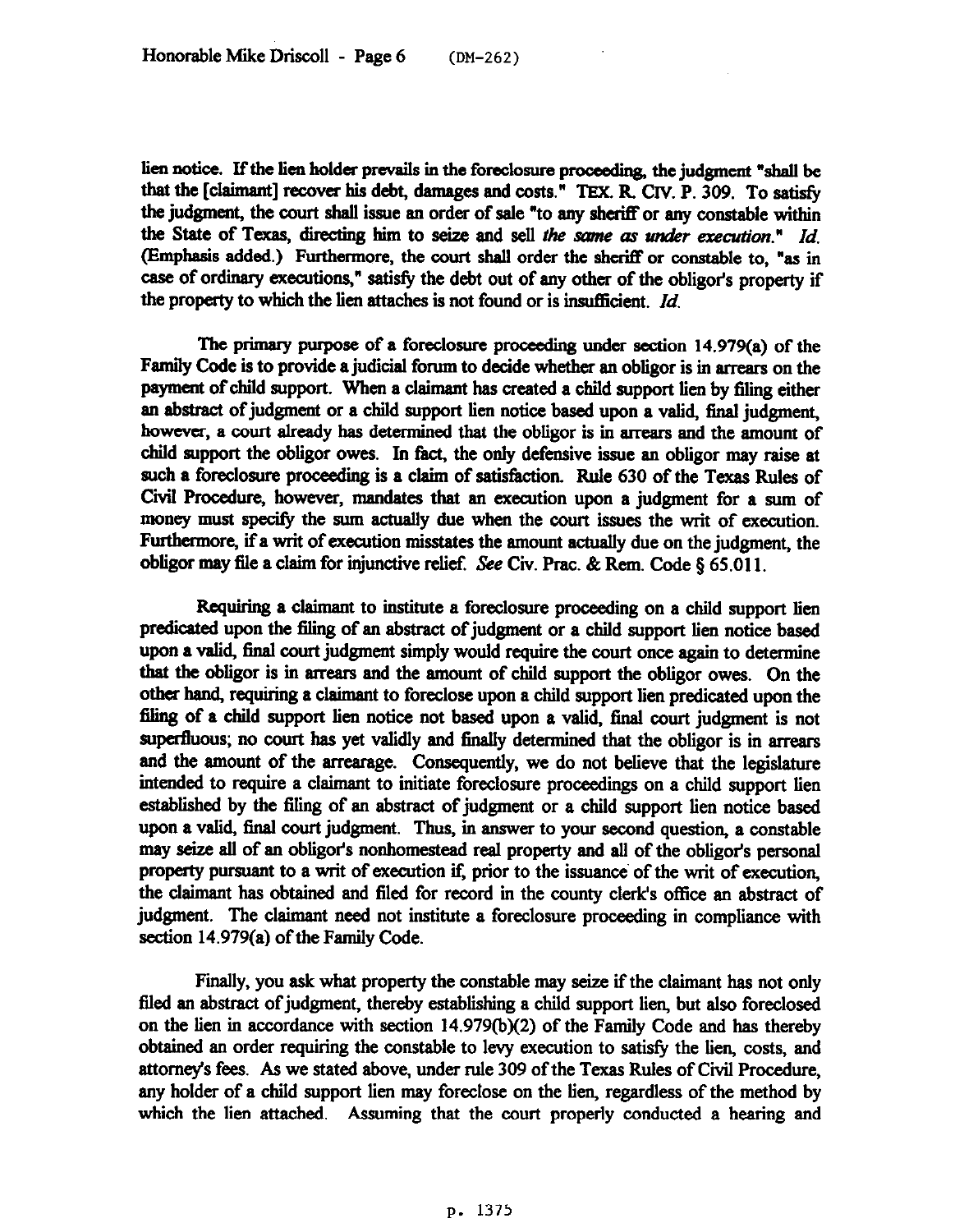lien notice. If the lien holder prevails in the foreclosure proceeding, the judgment "shall be that the [claimant] recover his debt, damages and costs." TEX. R. CIV. P. 309. To satisfy the judgment, the court shall issue an order of sale "to any sheriff or any constable within the State of Texas, directing him to seize and sell *the same as under execution*." *Id.* (Emphasis added.) Furthermore, the court shall order the sheriff or constable to, "as in case of ordinary executions," satisfy the debt out of any other of the obligor's property if the property to which the lien attaches is not found or is insufficient. *Id.*

The primary purpose of a foreclosure proceeding under section 14.979(a) of the Family Code is to provide a judicial forum to decide whether an obligor is in arrears on the payment of child support. When a claimant has created a child support lien by filing either an abstract of judgment or a child support lien notice based upon a valid, final judgment, however, a court already has determined that the obligor is in arrears and the amount of child support the obligor owes. In fact, the only defensive issue an obligor may raise at such a foreclosure proceeding is a claim of satisfaction. Rule 630 of the Texas Rules of Civil Procedure, however, mandates that an execution upon a judgment for a sum of money must specify the sum actually due when the court issues the writ of execution. Furthermore, if a writ of execution misstates the amount actually due on the judgment, the obligor may file a claim for injunctive relief. *See* Civ. Prac. & Rem. Code § 65.011.

Requiring a claimant to institute a foreclosure proceeding on a child support lien predicated upon the filing of an abstract of judgment or a child support lien notice based upon a valid, final court judgment simply would require the court once again to determine that the obligor is in arrears and the amount of child support the obligor owes. On the other hand, requiring a claimant to foreclose upon a child support lien predicated upon the filing of a child support lien notice not based upon a valid, final court judgment is not superfluous; no court has yet validly and finally determined that the obligor is in arrears and the amount of the arrearage. Consequently, we do not believe that the legislature intended to require a claimant to initiate foreclosure proceedings on a child support lien established by the filing of an abstract of judgment or a child support lien notice based upon a valid, final court judgment. Thus, in answer to your second question, a constable may seize all of an obligor's nonhomestead real property and all of the obligor's personal property pursuant to a writ of execution if, prior to the issuance of the writ of execution, the claimant has obtained and filed for record in the county clerk's office an abstract of judgment. The claimant need not institute a foreclosure proceeding in compliance with section 14.979(a) of the Family Code.

Finally, you ask what property the constable may seize if the claimant has not only filed an abstract of judgment, thereby establishing a child support lien, but also foreclosed on the lien in accordance with section 14.979(b)(2) of the Family Code and has thereby obtained an order requiring the constable to levy execution to satisfy the lien, costs, and attorney's fees. As we stated above, under rule 309 of the Texas Rules of Civil Procedure, any holder of a child support lien may foreclose on the lien, regardless of the method by which the lien attached. Assuming that the court properly conducted a hearing and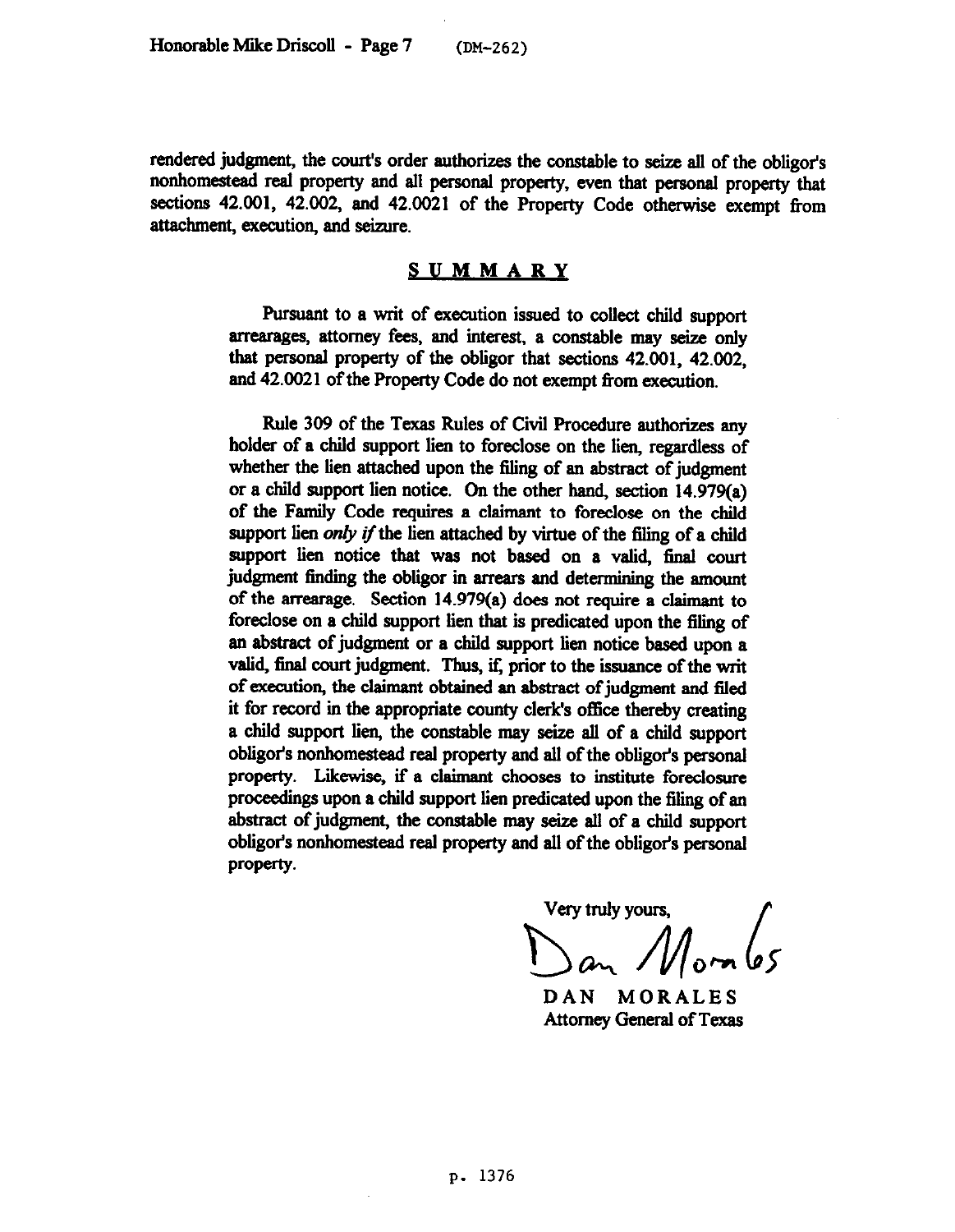rendered judgment, the court's order authorizes the constable to seize all of the obligor's nonhomestead real property and all personal property, even that personal property that sections 42.001, 42.002, and 42.0021 of the Property Code otherwise exempt from attachment, execution, and seizure.

## SUMMARY

Pursuant to a writ of execution issued to collect child support arrearages, attorney fees, and interest, a constable may seize only that personal property of the obligor that sections 42.001, 42.002, and 42.0021 of the Property Code do not exempt from execution.

Rule 309 of the Texas Rules of Civil Procedure authorizes any holder of a child support lien to foreclose on the lien, regardless of whether the lien attached upon the filing of an abstract of judgment or a child support lien notice. On the other hand, section 14.979(a) of the Family Code requires a claimant to foreclose on the child support lien *only if* the lien attached by virtue of the filing of a child support lien notice that was not based on a valid, final court judgment finding the obligor in arrears and determining the amount of the arrearage. Section 14.979(a) does not require a claimant to foreclose on a child support lien that is predicated upon the filing of an abstract of judgment or a child support lien notice based upon a valid, final court judgment. Thus, if, prior to the issuance of the writ of execution, the claimant obtained an abstract of judgment and filed it for record in the appropriate county clerk's office thereby creating a child support lien, the constable may seize all of a child support obligor's nonhomestead real property and all of the obligor's personal property. Likewise, if a claimant chooses to institute foreclosure proceedings upon a child support lien predicated upon the filing of an abstract of judgment, the constable may seize all of a child support obligor's nonhomestead real property and all of the obligor's personal property.

Very truly yours,

DAN MORALES
Attorney General of Texas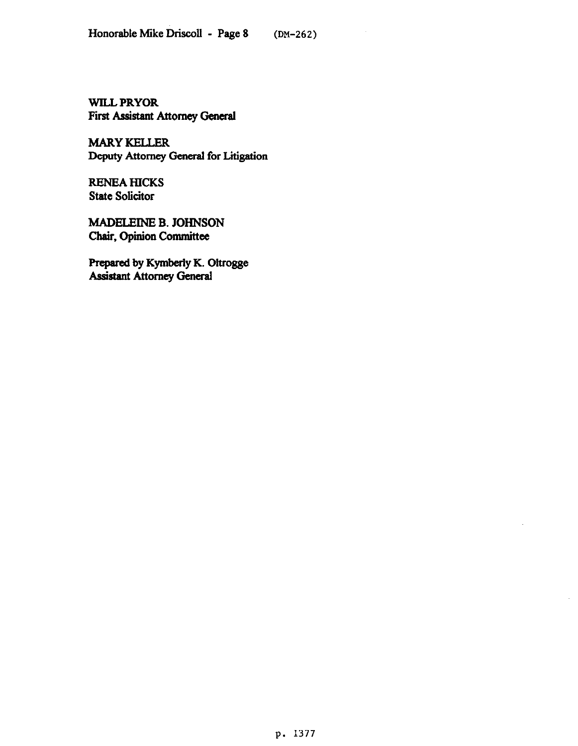**WILL PRYOR**
**First Assistant Attorney General**

**MARY KELLER**
**Deputy Attorney General for Litigation**

**RENEA HICKS**
**State Solicitor**

**MADELEINE B. JOHNSON**
**Chair, Opinion Committee**

**Prepared by Kymberly K. Oltrogge**
**Assistant Attorney General**